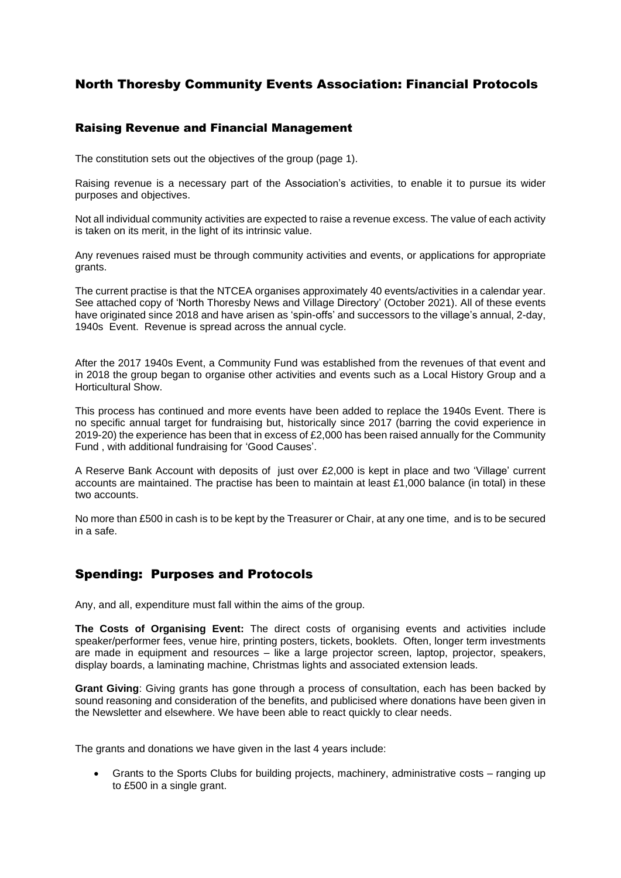# North Thoresby Community Events Association: Financial Protocols

## Raising Revenue and Financial Management

The constitution sets out the objectives of the group (page 1).

Raising revenue is a necessary part of the Association's activities, to enable it to pursue its wider purposes and objectives.

Not all individual community activities are expected to raise a revenue excess. The value of each activity is taken on its merit, in the light of its intrinsic value.

Any revenues raised must be through community activities and events, or applications for appropriate grants.

The current practise is that the NTCEA organises approximately 40 events/activities in a calendar year. See attached copy of 'North Thoresby News and Village Directory' (October 2021). All of these events have originated since 2018 and have arisen as 'spin-offs' and successors to the village's annual, 2-day, 1940s Event. Revenue is spread across the annual cycle.

After the 2017 1940s Event, a Community Fund was established from the revenues of that event and in 2018 the group began to organise other activities and events such as a Local History Group and a Horticultural Show.

This process has continued and more events have been added to replace the 1940s Event. There is no specific annual target for fundraising but, historically since 2017 (barring the covid experience in 2019-20) the experience has been that in excess of £2,000 has been raised annually for the Community Fund , with additional fundraising for 'Good Causes'.

A Reserve Bank Account with deposits of just over £2,000 is kept in place and two 'Village' current accounts are maintained. The practise has been to maintain at least £1,000 balance (in total) in these two accounts.

No more than £500 in cash is to be kept by the Treasurer or Chair, at any one time, and is to be secured in a safe.

## Spending: Purposes and Protocols

Any, and all, expenditure must fall within the aims of the group.

**The Costs of Organising Event:** The direct costs of organising events and activities include speaker/performer fees, venue hire, printing posters, tickets, booklets. Often, longer term investments are made in equipment and resources – like a large projector screen, laptop, projector, speakers, display boards, a laminating machine, Christmas lights and associated extension leads.

**Grant Giving**: Giving grants has gone through a process of consultation, each has been backed by sound reasoning and consideration of the benefits, and publicised where donations have been given in the Newsletter and elsewhere. We have been able to react quickly to clear needs.

The grants and donations we have given in the last 4 years include:

- Grants to the Sports Clubs for building projects, machinery, administrative costs – ranging up to £500 in a single grant.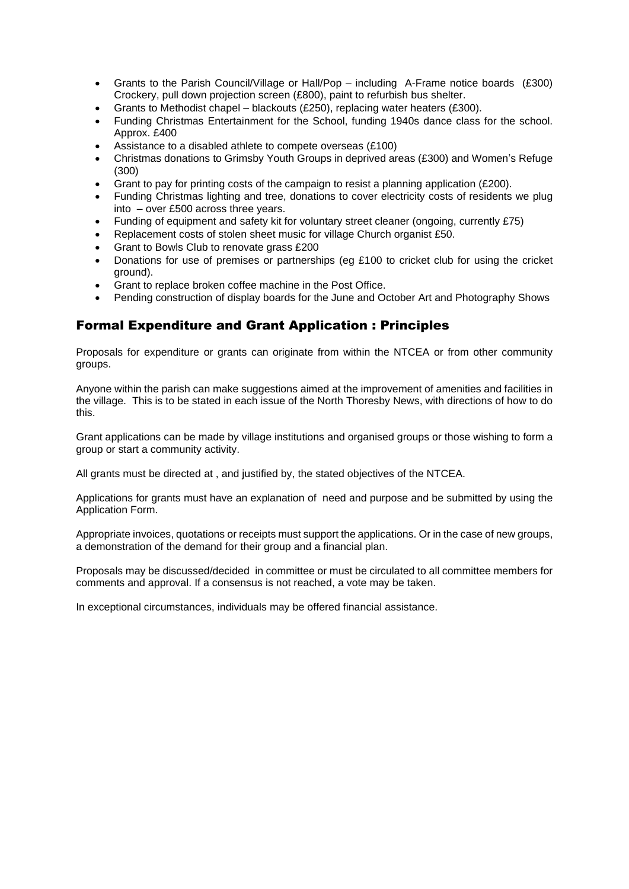- Grants to the Parish Council/Village or Hall/Pop – including A-Frame notice boards (£300) Crockery, pull down projection screen (£800), paint to refurbish bus shelter.
- Grants to Methodist chapel – blackouts (£250), replacing water heaters (£300).
- Funding Christmas Entertainment for the School, funding 1940s dance class for the school. Approx. £400
- Assistance to a disabled athlete to compete overseas (£100)
- Christmas donations to Grimsby Youth Groups in deprived areas (£300) and Women's Refuge (300)
- Grant to pay for printing costs of the campaign to resist a planning application (£200).
- Funding Christmas lighting and tree, donations to cover electricity costs of residents we plug into – over £500 across three years.
- Funding of equipment and safety kit for voluntary street cleaner (ongoing, currently £75)
- Replacement costs of stolen sheet music for village Church organist £50.
- Grant to Bowls Club to renovate grass £200
- Donations for use of premises or partnerships (eg £100 to cricket club for using the cricket ground).
- Grant to replace broken coffee machine in the Post Office.
- Pending construction of display boards for the June and October Art and Photography Shows

## Formal Expenditure and Grant Application : Principles

Proposals for expenditure or grants can originate from within the NTCEA or from other community groups.

Anyone within the parish can make suggestions aimed at the improvement of amenities and facilities in the village. This is to be stated in each issue of the North Thoresby News, with directions of how to do this.

Grant applications can be made by village institutions and organised groups or those wishing to form a group or start a community activity.

All grants must be directed at , and justified by, the stated objectives of the NTCEA.

Applications for grants must have an explanation of need and purpose and be submitted by using the Application Form.

Appropriate invoices, quotations or receipts must support the applications. Or in the case of new groups, a demonstration of the demand for their group and a financial plan.

Proposals may be discussed/decided in committee or must be circulated to all committee members for comments and approval. If a consensus is not reached, a vote may be taken.

In exceptional circumstances, individuals may be offered financial assistance.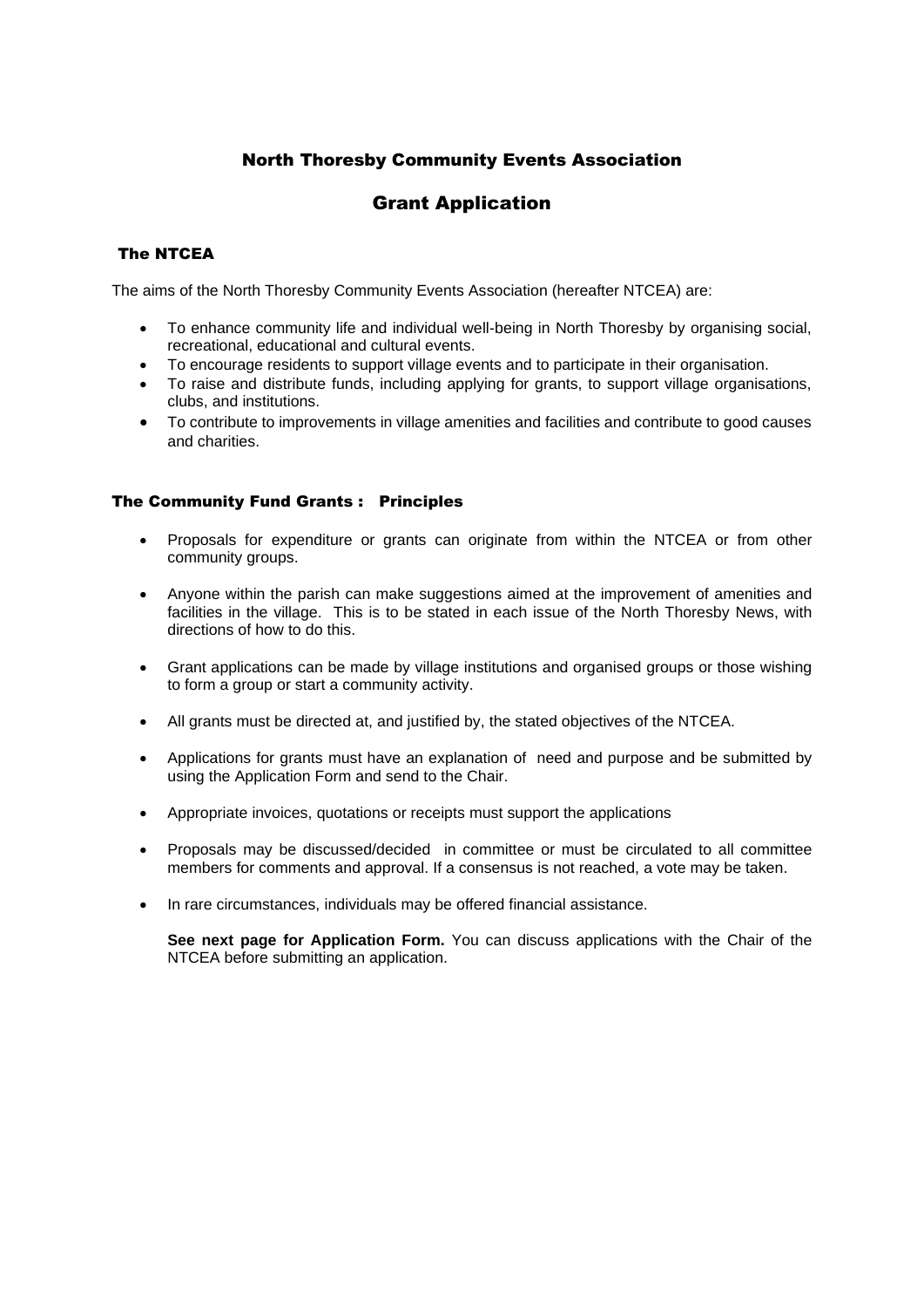# North Thoresby Community Events Association

## Grant Application

### The NTCEA

The aims of the North Thoresby Community Events Association (hereafter NTCEA) are:

- To enhance community life and individual well-being in North Thoresby by organising social, recreational, educational and cultural events.
- To encourage residents to support village events and to participate in their organisation.
- To raise and distribute funds, including applying for grants, to support village organisations, clubs, and institutions.
- To contribute to improvements in village amenities and facilities and contribute to good causes and charities.

### The Community Fund Grants : Principles

- Proposals for expenditure or grants can originate from within the NTCEA or from other community groups.
- Anyone within the parish can make suggestions aimed at the improvement of amenities and facilities in the village. This is to be stated in each issue of the North Thoresby News, with directions of how to do this.
- Grant applications can be made by village institutions and organised groups or those wishing to form a group or start a community activity.
- All grants must be directed at, and justified by, the stated objectives of the NTCEA.
- Applications for grants must have an explanation of need and purpose and be submitted by using the Application Form and send to the Chair.
- Appropriate invoices, quotations or receipts must support the applications
- Proposals may be discussed/decided in committee or must be circulated to all committee members for comments and approval. If a consensus is not reached, a vote may be taken.
- In rare circumstances, individuals may be offered financial assistance.

**See next page for Application Form.** You can discuss applications with the Chair of the NTCEA before submitting an application.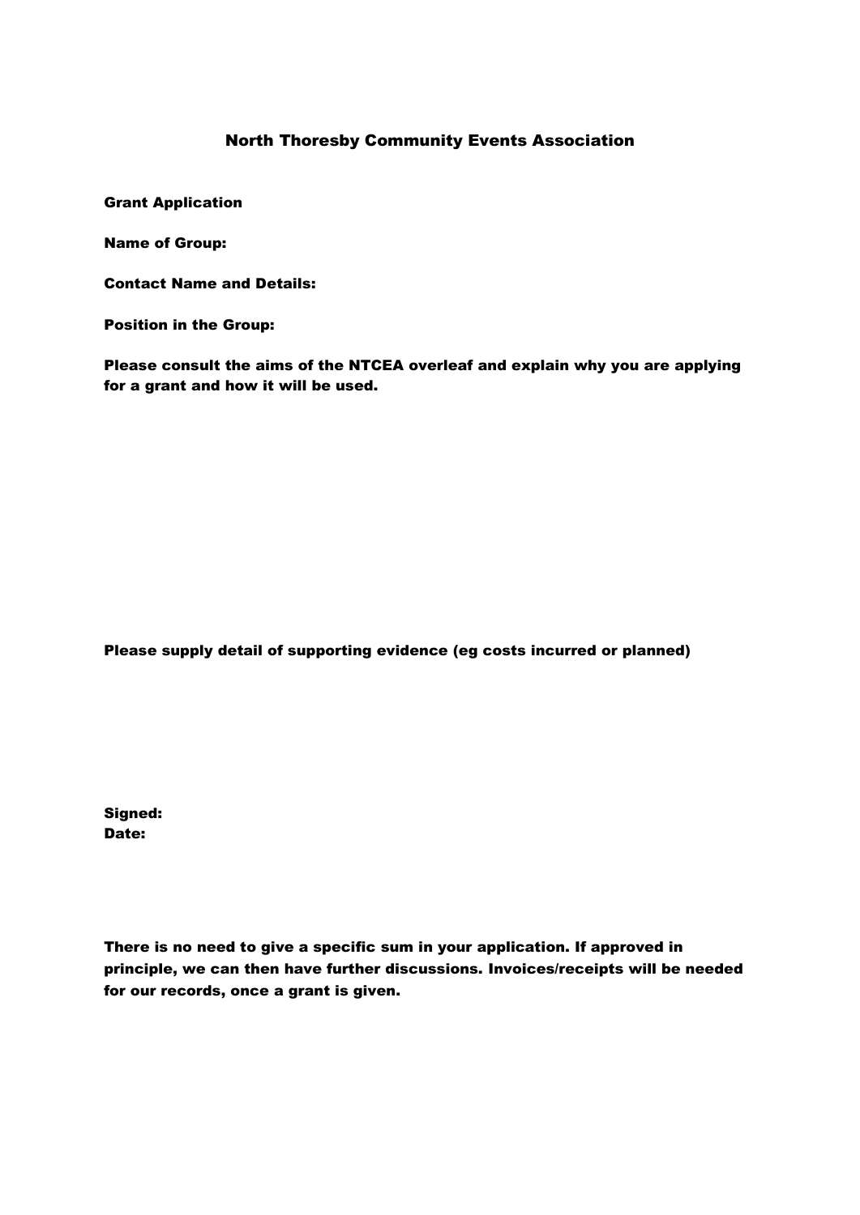# North Thoresby Community Events Association

**Grant Application**

**Name of Group:**

**Contact Name and Details:**

**Position in the Group:**

**Please consult the aims of the NTCEA overleaf and explain why you are applying for a grant and how it will be used.**

**Please supply detail of supporting evidence (eg costs incurred or planned)**

**Signed:**
**Date:**

**There is no need to give a specific sum in your application. If approved in principle, we can then have further discussions. Invoices/receipts will be needed for our records, once a grant is given.**